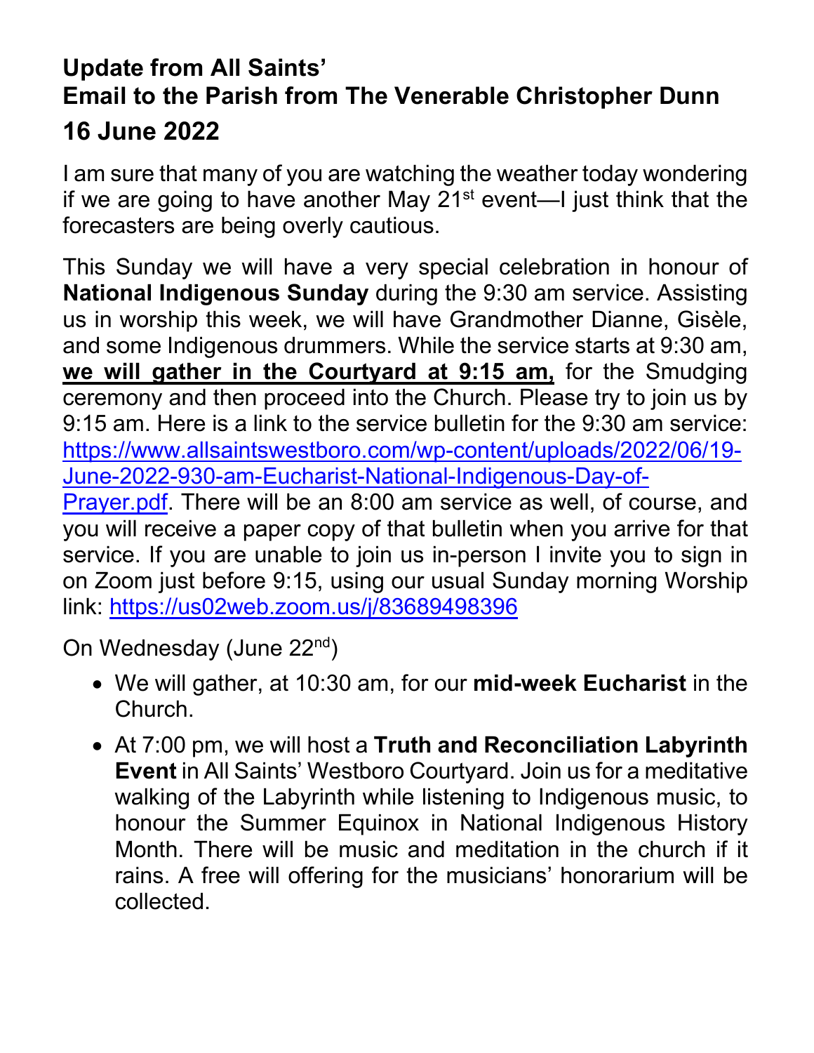# Update from All Saints'
# Email to the Parish from The Venerable Christopher Dunn
## 16 June 2022

I am sure that many of you are watching the weather today wondering if we are going to have another May 21st event—I just think that the forecasters are being overly cautious.

This Sunday we will have a very special celebration in honour of **National Indigenous Sunday** during the 9:30 am service. Assisting us in worship this week, we will have Grandmother Dianne, Gisèle, and some Indigenous drummers. While the service starts at 9:30 am, **we will gather in the Courtyard at 9:15 am,** for the Smudging ceremony and then proceed into the Church. Please try to join us by 9:15 am. Here is a link to the service bulletin for the 9:30 am service: https://www.allsaintswestboro.com/wp-content/uploads/2022/06/19-June-2022-930-am-Eucharist-National-Indigenous-Day-of-Prayer.pdf. There will be an 8:00 am service as well, of course, and you will receive a paper copy of that bulletin when you arrive for that service. If you are unable to join us in-person I invite you to sign in on Zoom just before 9:15, using our usual Sunday morning Worship link: https://us02web.zoom.us/j/83689498396

On Wednesday (June 22nd)

- We will gather, at 10:30 am, for our **mid-week Eucharist** in the Church.
- At 7:00 pm, we will host a **Truth and Reconciliation Labyrinth Event** in All Saints' Westboro Courtyard. Join us for a meditative walking of the Labyrinth while listening to Indigenous music, to honour the Summer Equinox in National Indigenous History Month. There will be music and meditation in the church if it rains. A free will offering for the musicians' honorarium will be collected.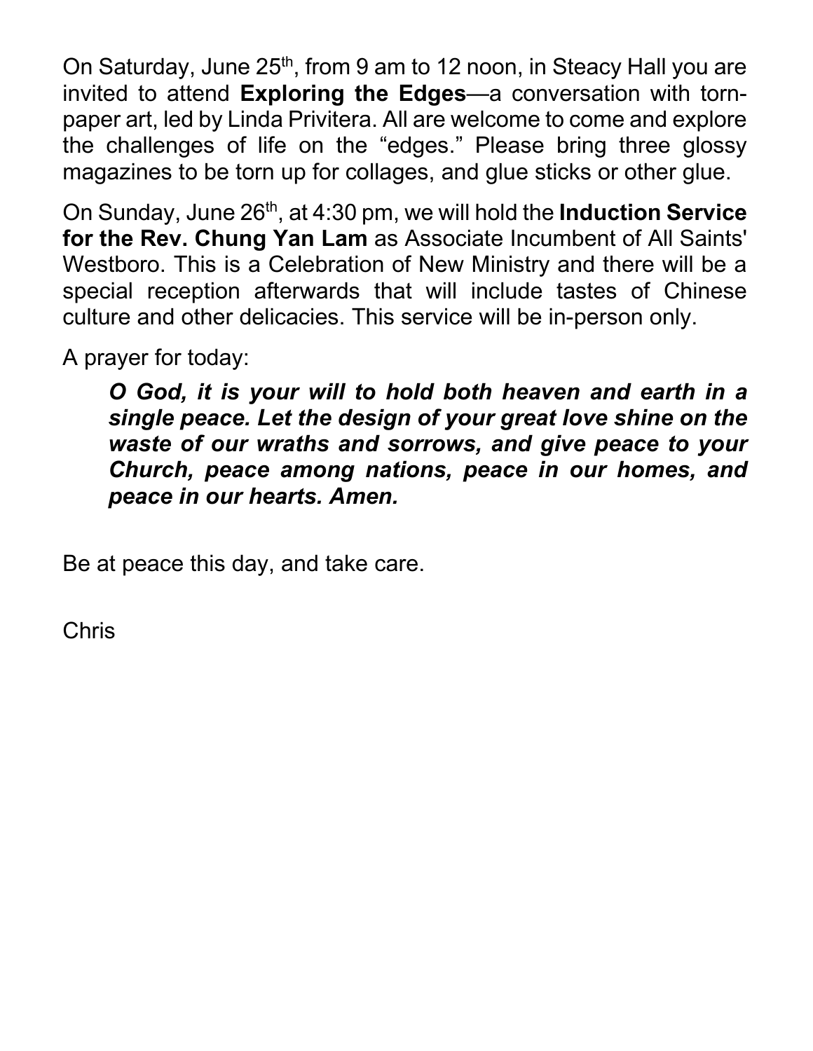On Saturday, June 25th, from 9 am to 12 noon, in Steacy Hall you are invited to attend **Exploring the Edges**—a conversation with torn-paper art, led by Linda Privitera. All are welcome to come and explore the challenges of life on the "edges." Please bring three glossy magazines to be torn up for collages, and glue sticks or other glue.

On Sunday, June 26th, at 4:30 pm, we will hold the **Induction Service for the Rev. Chung Yan Lam** as Associate Incumbent of All Saints' Westboro. This is a Celebration of New Ministry and there will be a special reception afterwards that will include tastes of Chinese culture and other delicacies. This service will be in-person only.

A prayer for today:

> ***O God, it is your will to hold both heaven and earth in a single peace. Let the design of your great love shine on the waste of our wraths and sorrows, and give peace to your Church, peace among nations, peace in our homes, and peace in our hearts. Amen.***

Be at peace this day, and take care.

Chris